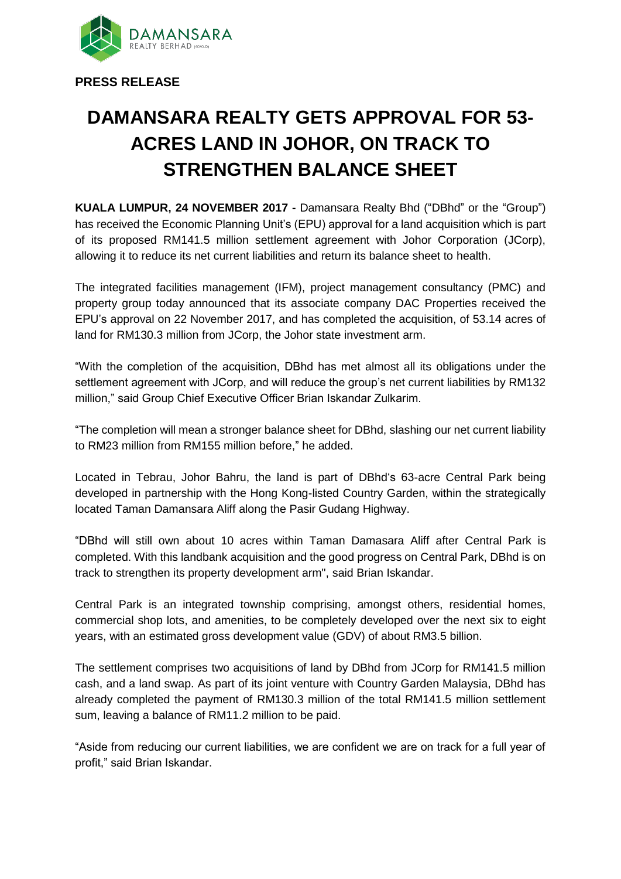**PRESS RELEASE**

# DAMANSARA REALTY GETS APPROVAL FOR 53-ACRES LAND IN JOHOR, ON TRACK TO STRENGTHEN BALANCE SHEET

**KUALA LUMPUR, 24 NOVEMBER 2017 -** Damansara Realty Bhd ("DBhd" or the "Group") has received the Economic Planning Unit's (EPU) approval for a land acquisition which is part of its proposed RM141.5 million settlement agreement with Johor Corporation (JCorp), allowing it to reduce its net current liabilities and return its balance sheet to health.

The integrated facilities management (IFM), project management consultancy (PMC) and property group today announced that its associate company DAC Properties received the EPU's approval on 22 November 2017, and has completed the acquisition, of 53.14 acres of land for RM130.3 million from JCorp, the Johor state investment arm.

"With the completion of the acquisition, DBhd has met almost all its obligations under the settlement agreement with JCorp, and will reduce the group's net current liabilities by RM132 million," said Group Chief Executive Officer Brian Iskandar Zulkarim.

"The completion will mean a stronger balance sheet for DBhd, slashing our net current liability to RM23 million from RM155 million before," he added.

Located in Tebrau, Johor Bahru, the land is part of DBhd's 63-acre Central Park being developed in partnership with the Hong Kong-listed Country Garden, within the strategically located Taman Damansara Aliff along the Pasir Gudang Highway.

"DBhd will still own about 10 acres within Taman Damasara Aliff after Central Park is completed. With this landbank acquisition and the good progress on Central Park, DBhd is on track to strengthen its property development arm", said Brian Iskandar.

Central Park is an integrated township comprising, amongst others, residential homes, commercial shop lots, and amenities, to be completely developed over the next six to eight years, with an estimated gross development value (GDV) of about RM3.5 billion.

The settlement comprises two acquisitions of land by DBhd from JCorp for RM141.5 million cash, and a land swap. As part of its joint venture with Country Garden Malaysia, DBhd has already completed the payment of RM130.3 million of the total RM141.5 million settlement sum, leaving a balance of RM11.2 million to be paid.

"Aside from reducing our current liabilities, we are confident we are on track for a full year of profit," said Brian Iskandar.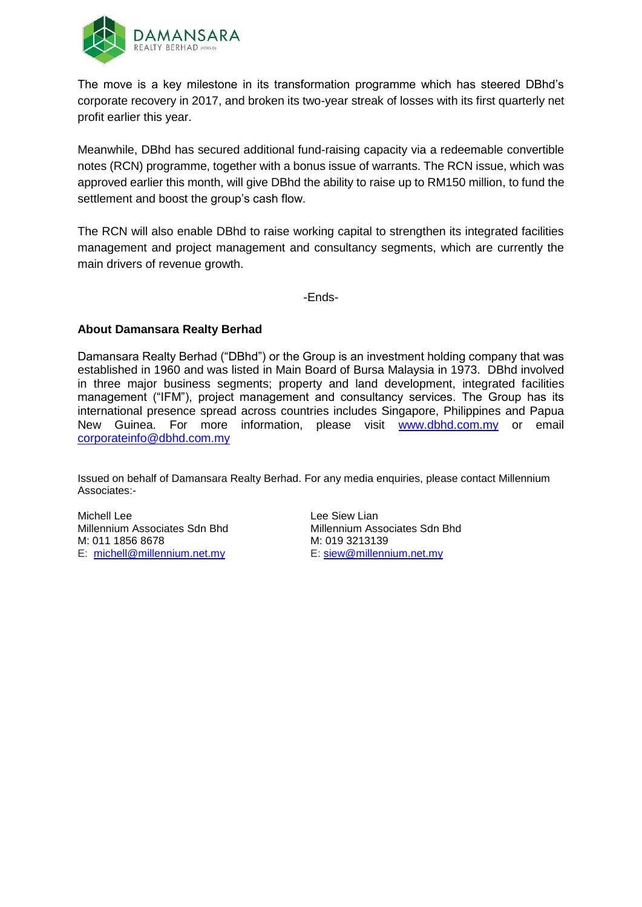The move is a key milestone in its transformation programme which has steered DBhd's corporate recovery in 2017, and broken its two-year streak of losses with its first quarterly net profit earlier this year.

Meanwhile, DBhd has secured additional fund-raising capacity via a redeemable convertible notes (RCN) programme, together with a bonus issue of warrants. The RCN issue, which was approved earlier this month, will give DBhd the ability to raise up to RM150 million, to fund the settlement and boost the group's cash flow.

The RCN will also enable DBhd to raise working capital to strengthen its integrated facilities management and project management and consultancy segments, which are currently the main drivers of revenue growth.

-Ends-

**About Damansara Realty Berhad**

Damansara Realty Berhad ("DBhd") or the Group is an investment holding company that was established in 1960 and was listed in Main Board of Bursa Malaysia in 1973. DBhd involved in three major business segments; property and land development, integrated facilities management ("IFM"), project management and consultancy services. The Group has its international presence spread across countries includes Singapore, Philippines and Papua New Guinea. For more information, please visit www.dbhd.com.my or email corporateinfo@dbhd.com.my

Issued on behalf of Damansara Realty Berhad. For any media enquiries, please contact Millennium Associates:-

Michell Lee
Millennium Associates Sdn Bhd
M: 011 1856 8678
E: michell@millennium.net.my

Lee Siew Lian
Millennium Associates Sdn Bhd
M: 019 3213139
E: siew@millennium.net.my